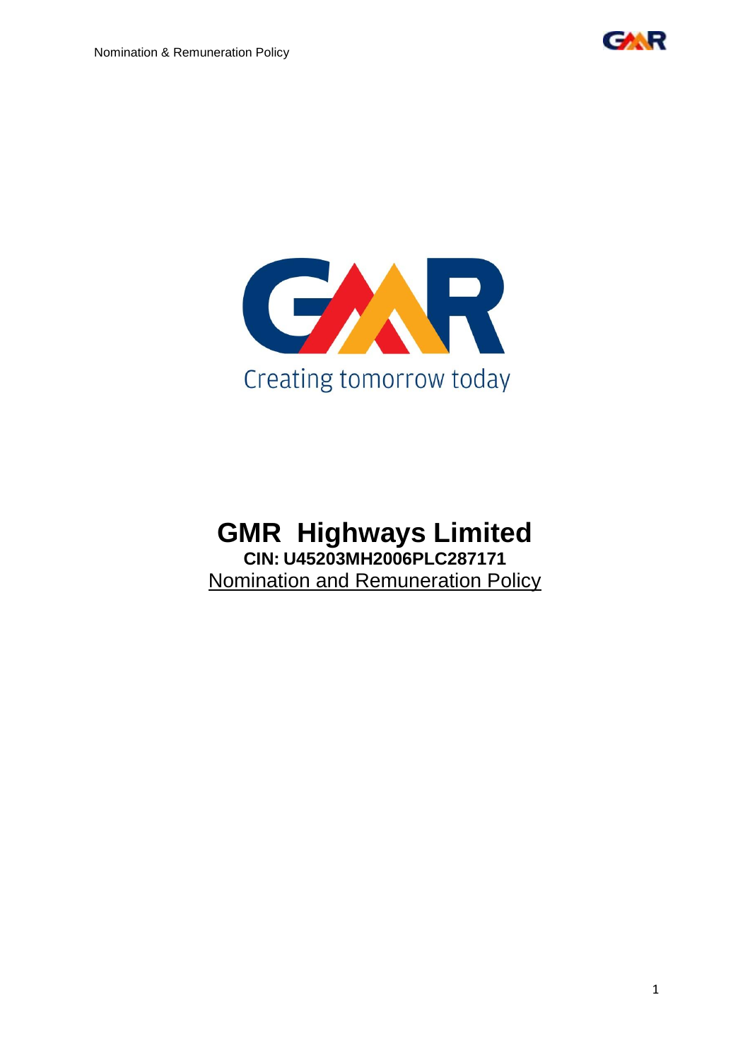Creating tomorrow today

# GMR Highways Limited

**CIN: U45203MH2006PLC287171**

Nomination and Remuneration Policy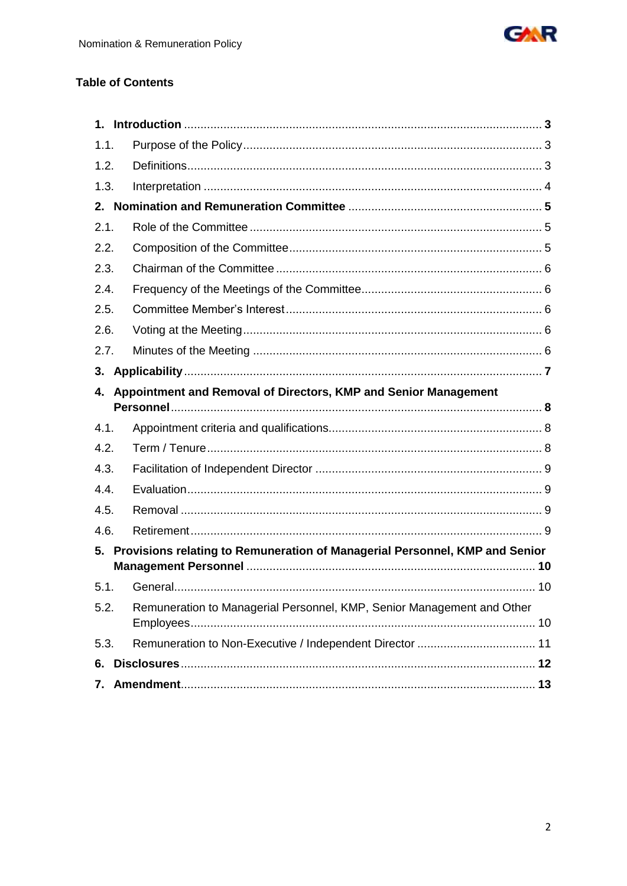## Table of Contents

**1. Introduction** ............................................................ **3**

1.1. Purpose of the Policy .................................................. 3

1.2. Definitions ............................................................ 3

1.3. Interpretation ......................................................... 4

**2. Nomination and Remuneration Committee** ......................................... **5**

2.1. Role of the Committee .................................................. 5

2.2. Composition of the Committee ........................................... 5

2.3. Chairman of the Committee .............................................. 6

2.4. Frequency of the Meetings of the Committee ............................. 6

2.5. Committee Member's Interest ............................................ 6

2.6. Voting at the Meeting .................................................. 6

2.7. Minutes of the Meeting ................................................. 6

**3. Applicability** ........................................................... **7**

**4. Appointment and Removal of Directors, KMP and Senior Management Personnel** ........................................................................ **8**

4.1. Appointment criteria and qualifications ................................ 8

4.2. Term / Tenure .......................................................... 8

4.3. Facilitation of Independent Director ................................... 9

4.4. Evaluation ............................................................. 9

4.5. Removal ................................................................ 9

4.6. Retirement ............................................................. 9

**5. Provisions relating to Remuneration of Managerial Personnel, KMP and Senior Management Personnel** ........................................................ **10**

5.1. General ................................................................ 10

5.2. Remuneration to Managerial Personnel, KMP, Senior Management and Other Employees ............................................................... 10

5.3. Remuneration to Non-Executive / Independent Director ................... 11

**6. Disclosures** ............................................................. **12**

**7. Amendment** ............................................................... **13**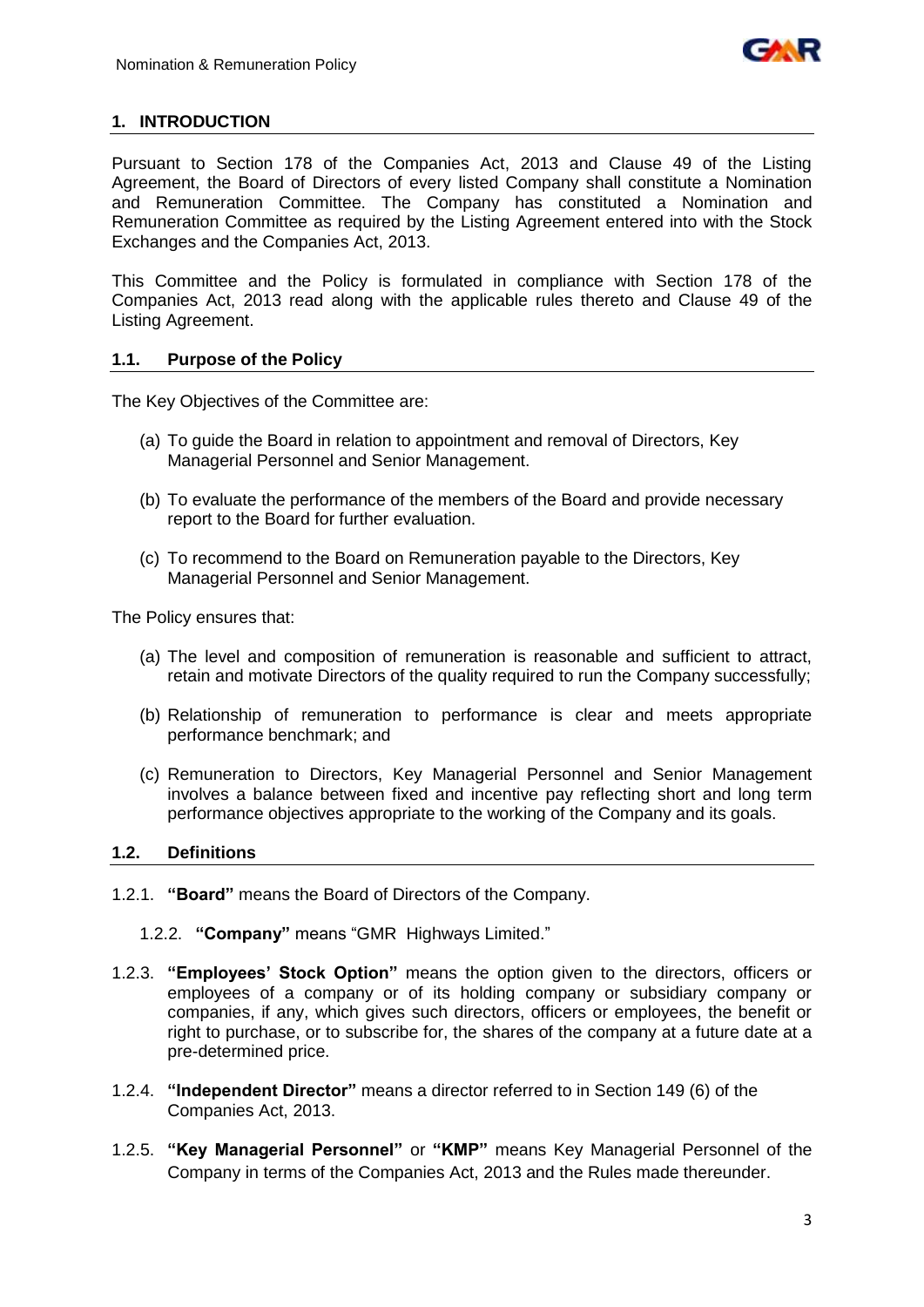## 1. INTRODUCTION

Pursuant to Section 178 of the Companies Act, 2013 and Clause 49 of the Listing Agreement, the Board of Directors of every listed Company shall constitute a Nomination and Remuneration Committee. The Company has constituted a Nomination and Remuneration Committee as required by the Listing Agreement entered into with the Stock Exchanges and the Companies Act, 2013.

This Committee and the Policy is formulated in compliance with Section 178 of the Companies Act, 2013 read along with the applicable rules thereto and Clause 49 of the Listing Agreement.

### 1.1. Purpose of the Policy

The Key Objectives of the Committee are:

(a) To guide the Board in relation to appointment and removal of Directors, Key Managerial Personnel and Senior Management.

(b) To evaluate the performance of the members of the Board and provide necessary report to the Board for further evaluation.

(c) To recommend to the Board on Remuneration payable to the Directors, Key Managerial Personnel and Senior Management.

The Policy ensures that:

(a) The level and composition of remuneration is reasonable and sufficient to attract, retain and motivate Directors of the quality required to run the Company successfully;

(b) Relationship of remuneration to performance is clear and meets appropriate performance benchmark; and

(c) Remuneration to Directors, Key Managerial Personnel and Senior Management involves a balance between fixed and incentive pay reflecting short and long term performance objectives appropriate to the working of the Company and its goals.

### 1.2. Definitions

1.2.1. **"Board"** means the Board of Directors of the Company.

1.2.2. **"Company"** means "GMR Highways Limited."

1.2.3. **"Employees' Stock Option"** means the option given to the directors, officers or employees of a company or of its holding company or subsidiary company or companies, if any, which gives such directors, officers or employees, the benefit or right to purchase, or to subscribe for, the shares of the company at a future date at a pre-determined price.

1.2.4. **"Independent Director"** means a director referred to in Section 149 (6) of the Companies Act, 2013.

1.2.5. **"Key Managerial Personnel"** or **"KMP"** means Key Managerial Personnel of the Company in terms of the Companies Act, 2013 and the Rules made thereunder.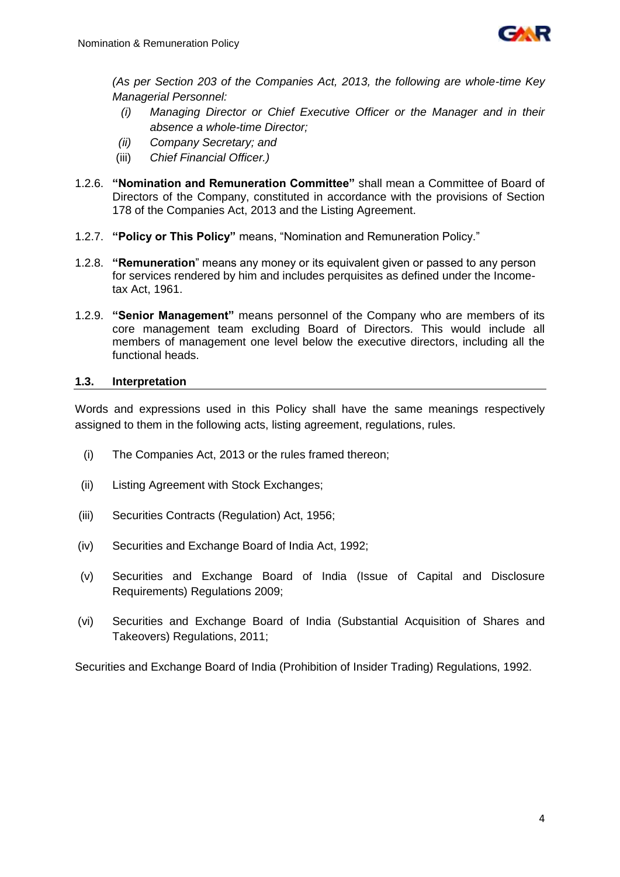*(As per Section 203 of the Companies Act, 2013, the following are whole-time Key Managerial Personnel:*

*(i) Managing Director or Chief Executive Officer or the Manager and in their absence a whole-time Director;*

*(ii) Company Secretary; and*

(iii) *Chief Financial Officer.)*

1.2.6. **"Nomination and Remuneration Committee"** shall mean a Committee of Board of Directors of the Company, constituted in accordance with the provisions of Section 178 of the Companies Act, 2013 and the Listing Agreement.

1.2.7. **"Policy or This Policy"** means, "Nomination and Remuneration Policy."

1.2.8. **"Remuneration**" means any money or its equivalent given or passed to any person for services rendered by him and includes perquisites as defined under the Income-tax Act, 1961.

1.2.9. **"Senior Management"** means personnel of the Company who are members of its core management team excluding Board of Directors. This would include all members of management one level below the executive directors, including all the functional heads.

### 1.3. Interpretation

Words and expressions used in this Policy shall have the same meanings respectively assigned to them in the following acts, listing agreement, regulations, rules.

(i) The Companies Act, 2013 or the rules framed thereon;

(ii) Listing Agreement with Stock Exchanges;

(iii) Securities Contracts (Regulation) Act, 1956;

(iv) Securities and Exchange Board of India Act, 1992;

(v) Securities and Exchange Board of India (Issue of Capital and Disclosure Requirements) Regulations 2009;

(vi) Securities and Exchange Board of India (Substantial Acquisition of Shares and Takeovers) Regulations, 2011;

Securities and Exchange Board of India (Prohibition of Insider Trading) Regulations, 1992.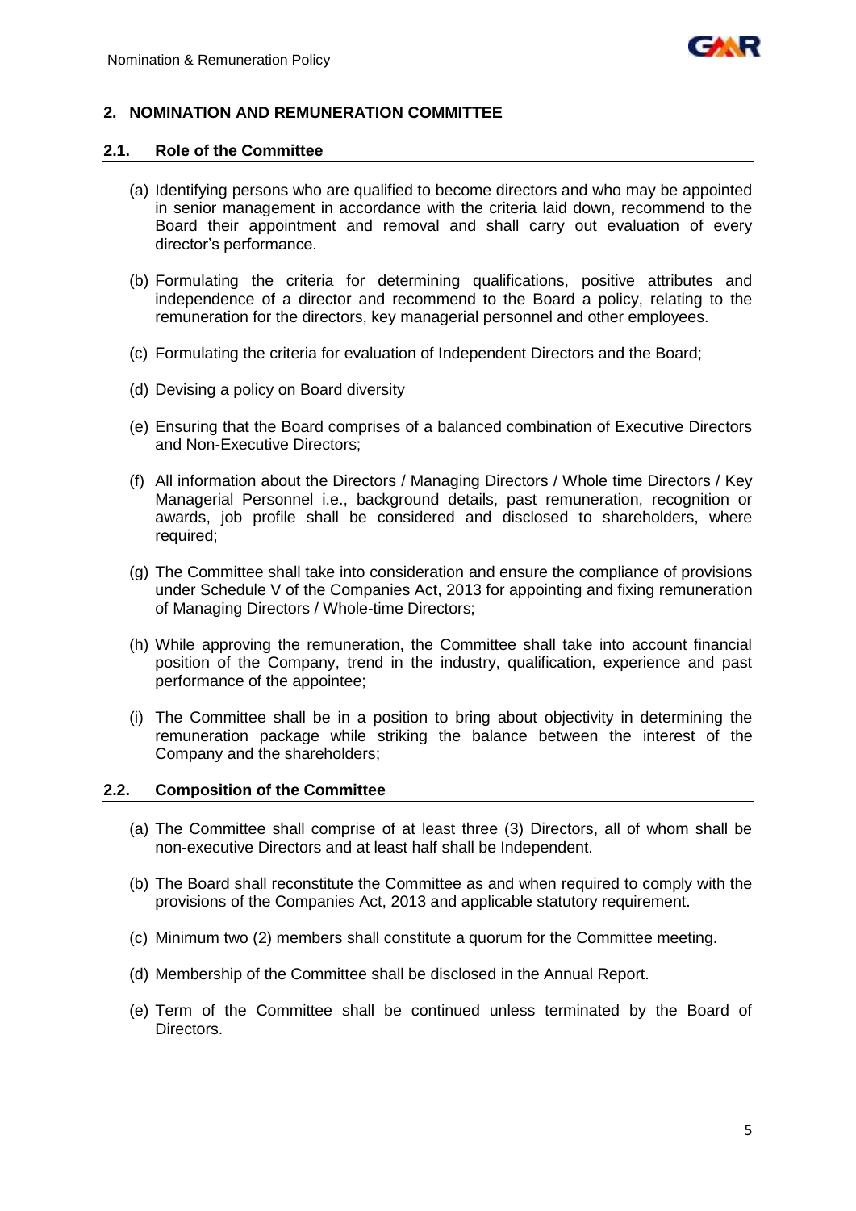## 2. NOMINATION AND REMUNERATION COMMITTEE

### 2.1. Role of the Committee

(a) Identifying persons who are qualified to become directors and who may be appointed in senior management in accordance with the criteria laid down, recommend to the Board their appointment and removal and shall carry out evaluation of every director's performance.

(b) Formulating the criteria for determining qualifications, positive attributes and independence of a director and recommend to the Board a policy, relating to the remuneration for the directors, key managerial personnel and other employees.

(c) Formulating the criteria for evaluation of Independent Directors and the Board;

(d) Devising a policy on Board diversity

(e) Ensuring that the Board comprises of a balanced combination of Executive Directors and Non-Executive Directors;

(f) All information about the Directors / Managing Directors / Whole time Directors / Key Managerial Personnel i.e., background details, past remuneration, recognition or awards, job profile shall be considered and disclosed to shareholders, where required;

(g) The Committee shall take into consideration and ensure the compliance of provisions under Schedule V of the Companies Act, 2013 for appointing and fixing remuneration of Managing Directors / Whole-time Directors;

(h) While approving the remuneration, the Committee shall take into account financial position of the Company, trend in the industry, qualification, experience and past performance of the appointee;

(i) The Committee shall be in a position to bring about objectivity in determining the remuneration package while striking the balance between the interest of the Company and the shareholders;

### 2.2. Composition of the Committee

(a) The Committee shall comprise of at least three (3) Directors, all of whom shall be non-executive Directors and at least half shall be Independent.

(b) The Board shall reconstitute the Committee as and when required to comply with the provisions of the Companies Act, 2013 and applicable statutory requirement.

(c) Minimum two (2) members shall constitute a quorum for the Committee meeting.

(d) Membership of the Committee shall be disclosed in the Annual Report.

(e) Term of the Committee shall be continued unless terminated by the Board of Directors.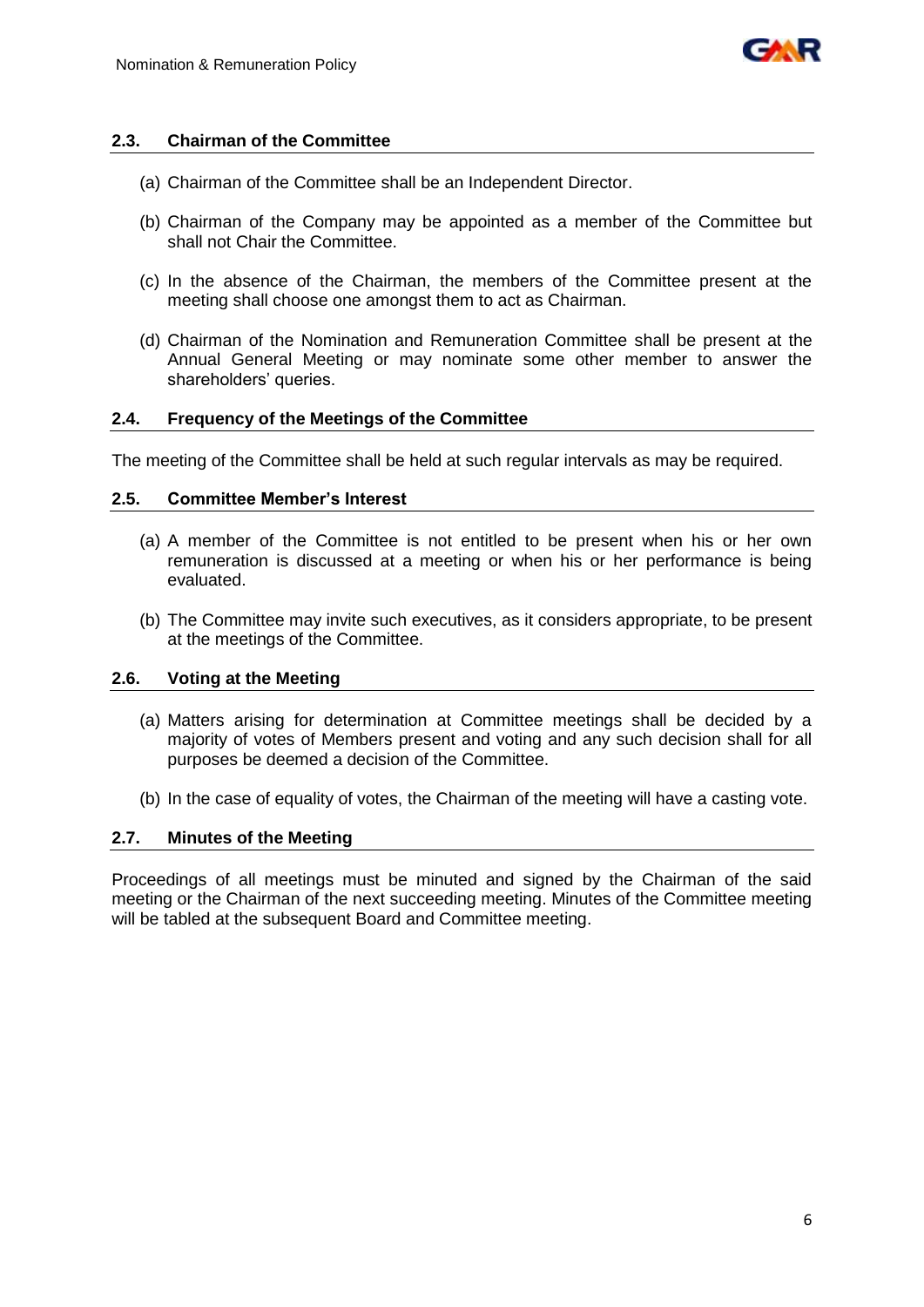### 2.3. Chairman of the Committee

(a) Chairman of the Committee shall be an Independent Director.

(b) Chairman of the Company may be appointed as a member of the Committee but shall not Chair the Committee.

(c) In the absence of the Chairman, the members of the Committee present at the meeting shall choose one amongst them to act as Chairman.

(d) Chairman of the Nomination and Remuneration Committee shall be present at the Annual General Meeting or may nominate some other member to answer the shareholders' queries.

### 2.4. Frequency of the Meetings of the Committee

The meeting of the Committee shall be held at such regular intervals as may be required.

### 2.5. Committee Member's Interest

(a) A member of the Committee is not entitled to be present when his or her own remuneration is discussed at a meeting or when his or her performance is being evaluated.

(b) The Committee may invite such executives, as it considers appropriate, to be present at the meetings of the Committee.

### 2.6. Voting at the Meeting

(a) Matters arising for determination at Committee meetings shall be decided by a majority of votes of Members present and voting and any such decision shall for all purposes be deemed a decision of the Committee.

(b) In the case of equality of votes, the Chairman of the meeting will have a casting vote.

### 2.7. Minutes of the Meeting

Proceedings of all meetings must be minuted and signed by the Chairman of the said meeting or the Chairman of the next succeeding meeting. Minutes of the Committee meeting will be tabled at the subsequent Board and Committee meeting.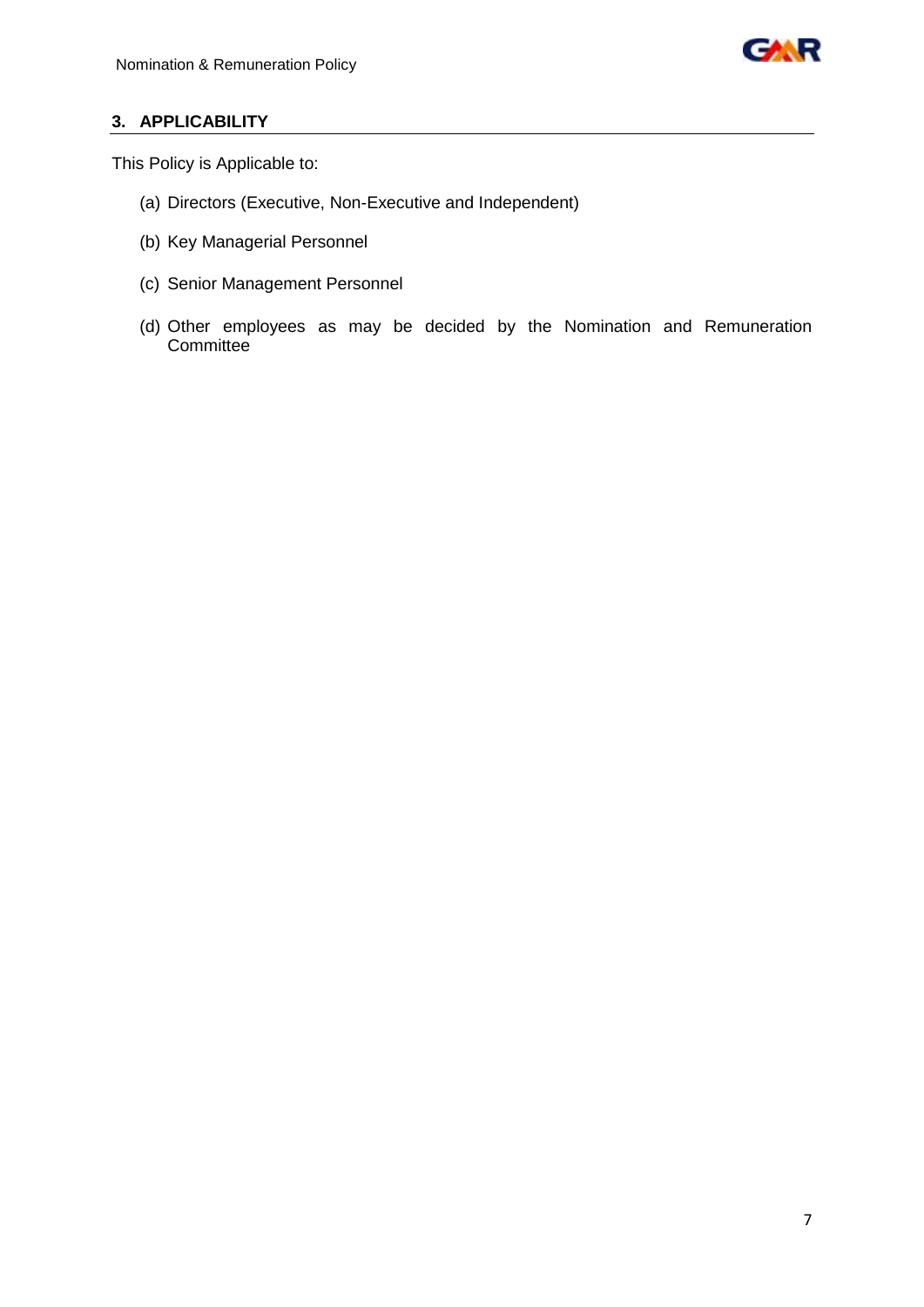## 3. APPLICABILITY

This Policy is Applicable to:

(a) Directors (Executive, Non-Executive and Independent)

(b) Key Managerial Personnel

(c) Senior Management Personnel

(d) Other employees as may be decided by the Nomination and Remuneration Committee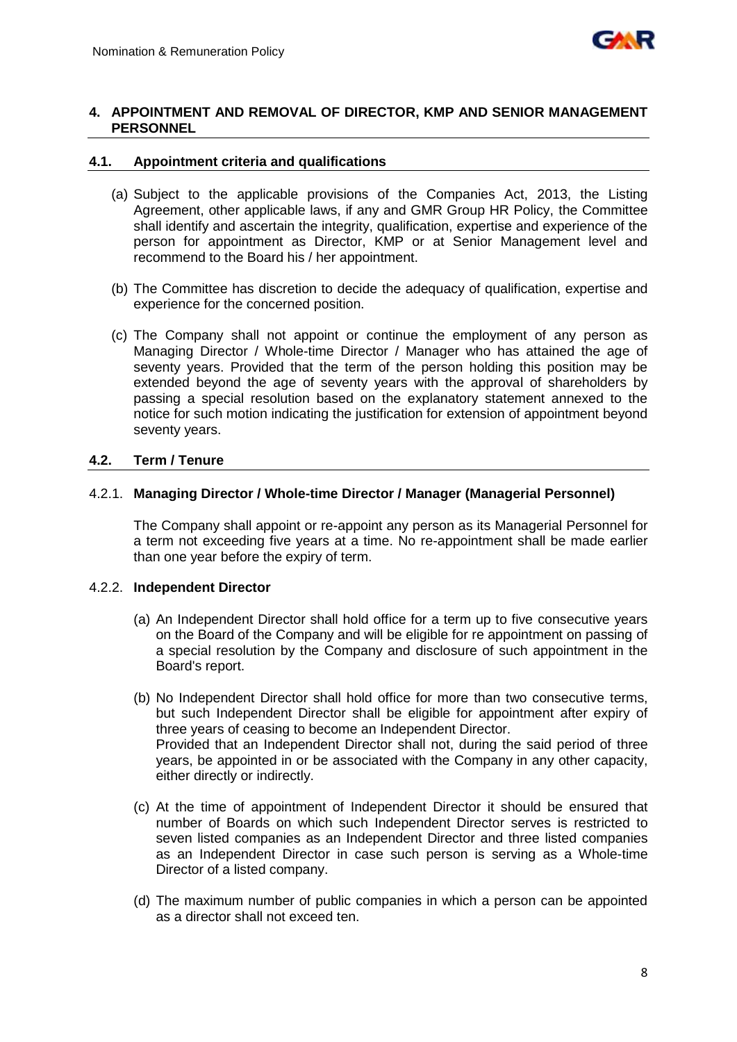## 4. APPOINTMENT AND REMOVAL OF DIRECTOR, KMP AND SENIOR MANAGEMENT PERSONNEL

### 4.1. Appointment criteria and qualifications

(a) Subject to the applicable provisions of the Companies Act, 2013, the Listing Agreement, other applicable laws, if any and GMR Group HR Policy, the Committee shall identify and ascertain the integrity, qualification, expertise and experience of the person for appointment as Director, KMP or at Senior Management level and recommend to the Board his / her appointment.

(b) The Committee has discretion to decide the adequacy of qualification, expertise and experience for the concerned position.

(c) The Company shall not appoint or continue the employment of any person as Managing Director / Whole-time Director / Manager who has attained the age of seventy years. Provided that the term of the person holding this position may be extended beyond the age of seventy years with the approval of shareholders by passing a special resolution based on the explanatory statement annexed to the notice for such motion indicating the justification for extension of appointment beyond seventy years.

### 4.2. Term / Tenure

#### 4.2.1. Managing Director / Whole-time Director / Manager (Managerial Personnel)

The Company shall appoint or re-appoint any person as its Managerial Personnel for a term not exceeding five years at a time. No re-appointment shall be made earlier than one year before the expiry of term.

#### 4.2.2. Independent Director

(a) An Independent Director shall hold office for a term up to five consecutive years on the Board of the Company and will be eligible for re appointment on passing of a special resolution by the Company and disclosure of such appointment in the Board's report.

(b) No Independent Director shall hold office for more than two consecutive terms, but such Independent Director shall be eligible for appointment after expiry of three years of ceasing to become an Independent Director.
Provided that an Independent Director shall not, during the said period of three years, be appointed in or be associated with the Company in any other capacity, either directly or indirectly.

(c) At the time of appointment of Independent Director it should be ensured that number of Boards on which such Independent Director serves is restricted to seven listed companies as an Independent Director and three listed companies as an Independent Director in case such person is serving as a Whole-time Director of a listed company.

(d) The maximum number of public companies in which a person can be appointed as a director shall not exceed ten.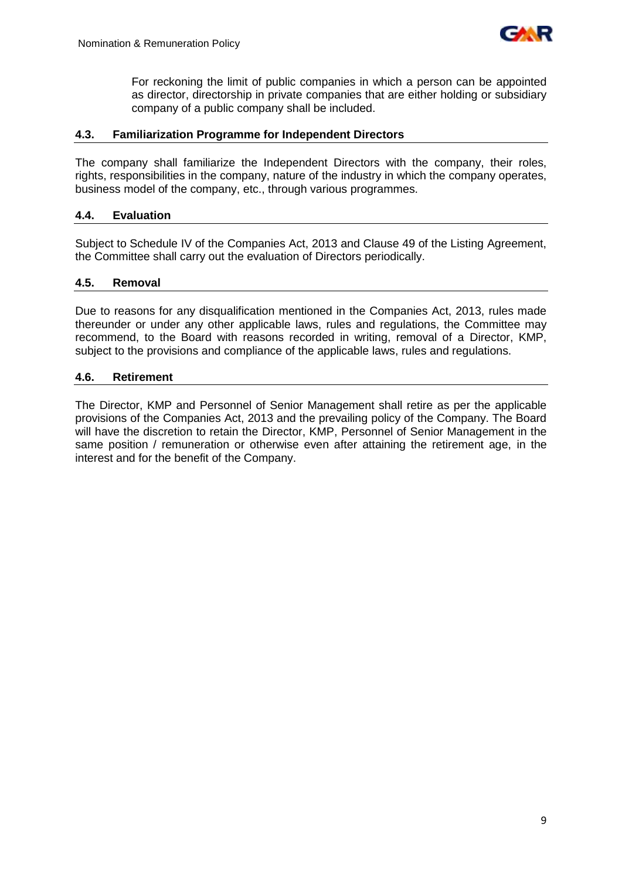For reckoning the limit of public companies in which a person can be appointed as director, directorship in private companies that are either holding or subsidiary company of a public company shall be included.

### 4.3. Familiarization Programme for Independent Directors

The company shall familiarize the Independent Directors with the company, their roles, rights, responsibilities in the company, nature of the industry in which the company operates, business model of the company, etc., through various programmes.

### 4.4. Evaluation

Subject to Schedule IV of the Companies Act, 2013 and Clause 49 of the Listing Agreement, the Committee shall carry out the evaluation of Directors periodically.

### 4.5. Removal

Due to reasons for any disqualification mentioned in the Companies Act, 2013, rules made thereunder or under any other applicable laws, rules and regulations, the Committee may recommend, to the Board with reasons recorded in writing, removal of a Director, KMP, subject to the provisions and compliance of the applicable laws, rules and regulations.

### 4.6. Retirement

The Director, KMP and Personnel of Senior Management shall retire as per the applicable provisions of the Companies Act, 2013 and the prevailing policy of the Company. The Board will have the discretion to retain the Director, KMP, Personnel of Senior Management in the same position / remuneration or otherwise even after attaining the retirement age, in the interest and for the benefit of the Company.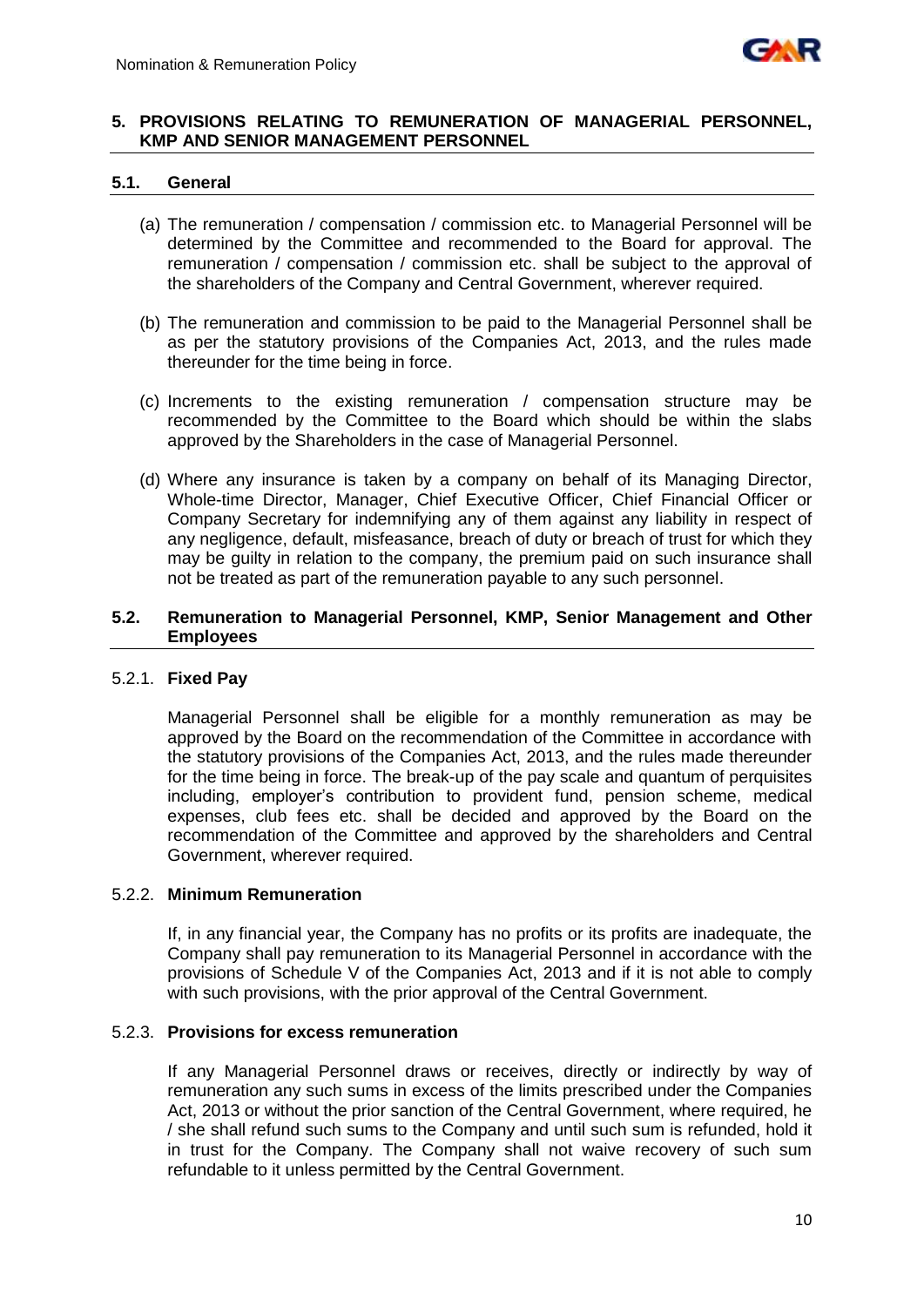## 5. PROVISIONS RELATING TO REMUNERATION OF MANAGERIAL PERSONNEL, KMP AND SENIOR MANAGEMENT PERSONNEL

### 5.1. General

(a) The remuneration / compensation / commission etc. to Managerial Personnel will be determined by the Committee and recommended to the Board for approval. The remuneration / compensation / commission etc. shall be subject to the approval of the shareholders of the Company and Central Government, wherever required.

(b) The remuneration and commission to be paid to the Managerial Personnel shall be as per the statutory provisions of the Companies Act, 2013, and the rules made thereunder for the time being in force.

(c) Increments to the existing remuneration / compensation structure may be recommended by the Committee to the Board which should be within the slabs approved by the Shareholders in the case of Managerial Personnel.

(d) Where any insurance is taken by a company on behalf of its Managing Director, Whole-time Director, Manager, Chief Executive Officer, Chief Financial Officer or Company Secretary for indemnifying any of them against any liability in respect of any negligence, default, misfeasance, breach of duty or breach of trust for which they may be guilty in relation to the company, the premium paid on such insurance shall not be treated as part of the remuneration payable to any such personnel.

### 5.2. Remuneration to Managerial Personnel, KMP, Senior Management and Other Employees

#### 5.2.1. Fixed Pay

Managerial Personnel shall be eligible for a monthly remuneration as may be approved by the Board on the recommendation of the Committee in accordance with the statutory provisions of the Companies Act, 2013, and the rules made thereunder for the time being in force. The break-up of the pay scale and quantum of perquisites including, employer's contribution to provident fund, pension scheme, medical expenses, club fees etc. shall be decided and approved by the Board on the recommendation of the Committee and approved by the shareholders and Central Government, wherever required.

#### 5.2.2. Minimum Remuneration

If, in any financial year, the Company has no profits or its profits are inadequate, the Company shall pay remuneration to its Managerial Personnel in accordance with the provisions of Schedule V of the Companies Act, 2013 and if it is not able to comply with such provisions, with the prior approval of the Central Government.

#### 5.2.3. Provisions for excess remuneration

If any Managerial Personnel draws or receives, directly or indirectly by way of remuneration any such sums in excess of the limits prescribed under the Companies Act, 2013 or without the prior sanction of the Central Government, where required, he / she shall refund such sums to the Company and until such sum is refunded, hold it in trust for the Company. The Company shall not waive recovery of such sum refundable to it unless permitted by the Central Government.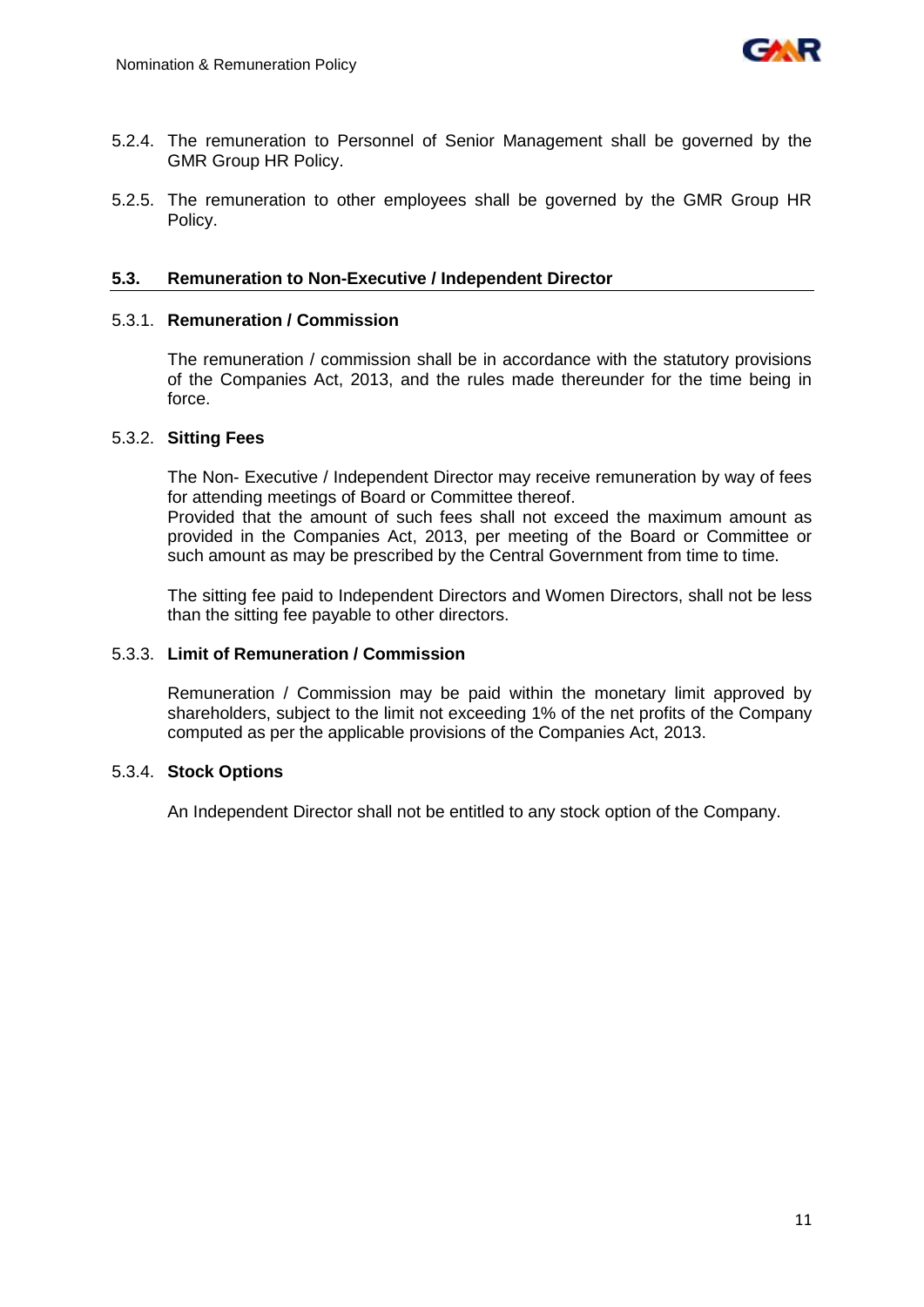5.2.4. The remuneration to Personnel of Senior Management shall be governed by the GMR Group HR Policy.

5.2.5. The remuneration to other employees shall be governed by the GMR Group HR Policy.

### 5.3. Remuneration to Non-Executive / Independent Director

5.3.1. **Remuneration / Commission**

The remuneration / commission shall be in accordance with the statutory provisions of the Companies Act, 2013, and the rules made thereunder for the time being in force.

5.3.2. **Sitting Fees**

The Non- Executive / Independent Director may receive remuneration by way of fees for attending meetings of Board or Committee thereof.
Provided that the amount of such fees shall not exceed the maximum amount as provided in the Companies Act, 2013, per meeting of the Board or Committee or such amount as may be prescribed by the Central Government from time to time.

The sitting fee paid to Independent Directors and Women Directors, shall not be less than the sitting fee payable to other directors.

5.3.3. **Limit of Remuneration / Commission**

Remuneration / Commission may be paid within the monetary limit approved by shareholders, subject to the limit not exceeding 1% of the net profits of the Company computed as per the applicable provisions of the Companies Act, 2013.

5.3.4. **Stock Options**

An Independent Director shall not be entitled to any stock option of the Company.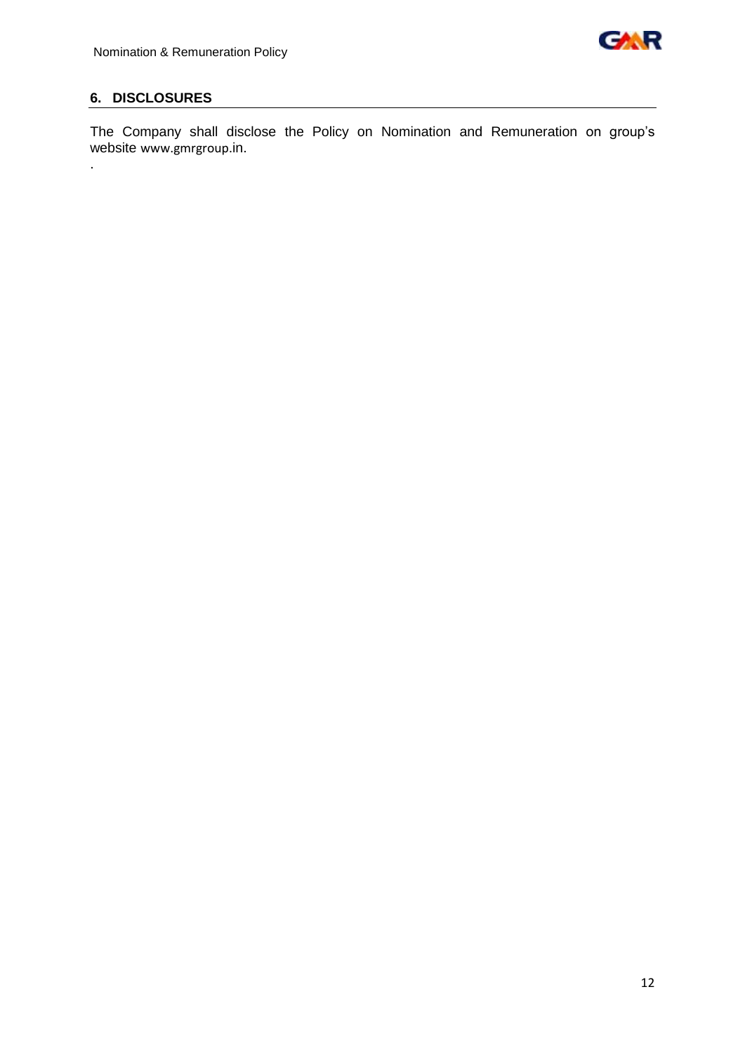## 6. DISCLOSURES

The Company shall disclose the Policy on Nomination and Remuneration on group's website www.gmrgroup.in.

.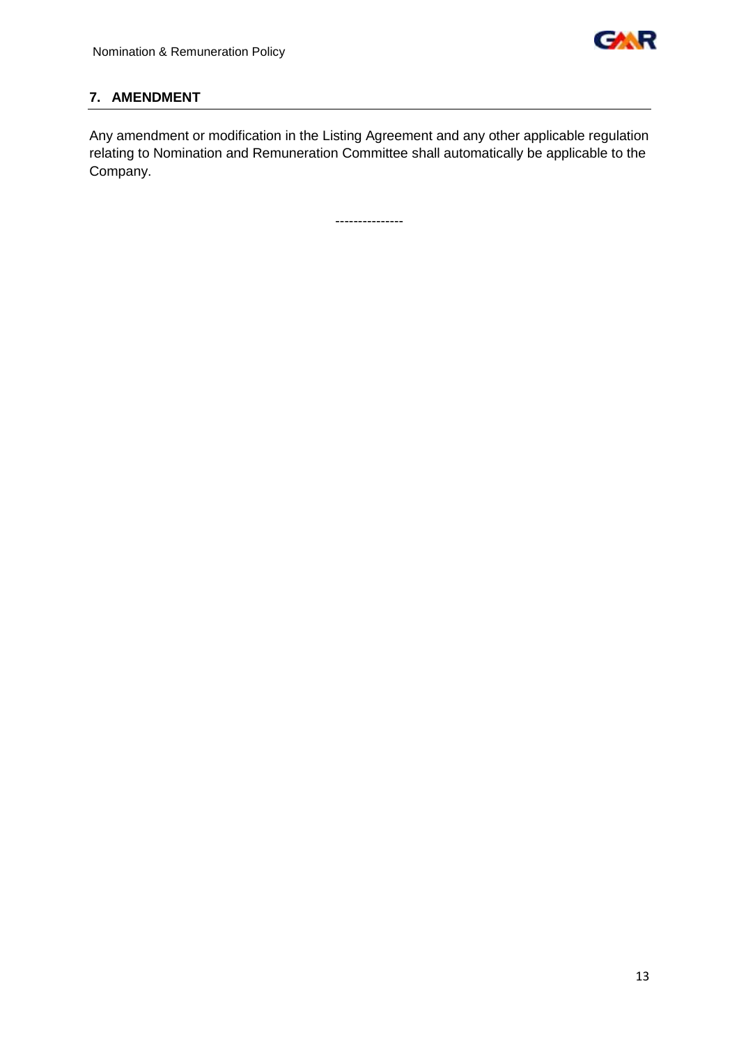## 7. AMENDMENT

Any amendment or modification in the Listing Agreement and any other applicable regulation relating to Nomination and Remuneration Committee shall automatically be applicable to the Company.

---------------